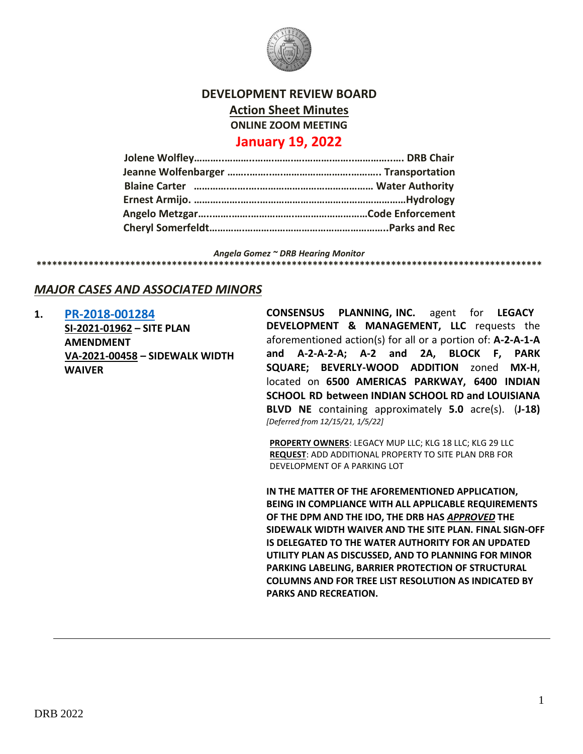# DEVELOPMENT REVIEW BOARD

## Action Sheet Minutes

**ONLINE ZOOM MEETING**

## January 19, 2022

**Jolene Wolfley………………………………………………………… DRB Chair**
**Jeanne Wolfenbarger ………………………………………………… Transportation**
**Blaine Carter ………………………………………………………… Water Authority**
**Ernest Armijo. …………………………………………………………Hydrology**
**Angelo Metzgar………………………………………………………Code Enforcement**
**Cheryl Somerfeldt……………………………………………………..Parks and Rec**

*Angela Gomez ~ DRB Hearing Monitor*

*****************************************************************************************

## *MAJOR CASES AND ASSOCIATED MINORS*

**1. PR-2018-001284**
**SI-2021-01962 – SITE PLAN AMENDMENT**
**VA-2021-00458 – SIDEWALK WIDTH WAIVER**

**CONSENSUS PLANNING, INC.** agent for **LEGACY DEVELOPMENT & MANAGEMENT, LLC** requests the aforementioned action(s) for all or a portion of: **A-2-A-1-A and A-2-A-2-A; A-2 and 2A, BLOCK F, PARK SQUARE; BEVERLY-WOOD ADDITION** zoned **MX-H**, located on **6500 AMERICAS PARKWAY, 6400 INDIAN SCHOOL RD between INDIAN SCHOOL RD and LOUISIANA BLVD NE** containing approximately **5.0** acre(s). **(J-18)** *[Deferred from 12/15/21, 1/5/22]*

**PROPERTY OWNERS**: LEGACY MUP LLC; KLG 18 LLC; KLG 29 LLC
**REQUEST**: ADD ADDITIONAL PROPERTY TO SITE PLAN DRB FOR DEVELOPMENT OF A PARKING LOT

**IN THE MATTER OF THE AFOREMENTIONED APPLICATION, BEING IN COMPLIANCE WITH ALL APPLICABLE REQUIREMENTS OF THE DPM AND THE IDO, THE DRB HAS *APPROVED* THE SIDEWALK WIDTH WAIVER AND THE SITE PLAN. FINAL SIGN-OFF IS DELEGATED TO THE WATER AUTHORITY FOR AN UPDATED UTILITY PLAN AS DISCUSSED, AND TO PLANNING FOR MINOR PARKING LABELING, BARRIER PROTECTION OF STRUCTURAL COLUMNS AND FOR TREE LIST RESOLUTION AS INDICATED BY PARKS AND RECREATION.**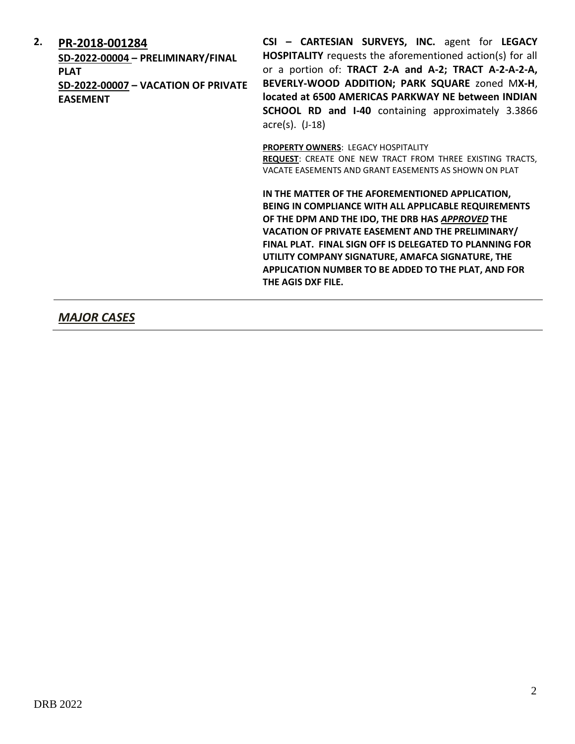**2.** **PR-2018-001284**

**SD-2022-00004 – PRELIMINARY/FINAL PLAT**

**SD-2022-00007 – VACATION OF PRIVATE EASEMENT**

**CSI – CARTESIAN SURVEYS, INC.** agent for **LEGACY HOSPITALITY** requests the aforementioned action(s) for all or a portion of: **TRACT 2-A and A-2; TRACT A-2-A-2-A, BEVERLY-WOOD ADDITION; PARK SQUARE** zoned M**X-H**, **located at 6500 AMERICAS PARKWAY NE between INDIAN SCHOOL RD and I-40** containing approximately 3.3866 acre(s). (J-18)

**PROPERTY OWNERS**: LEGACY HOSPITALITY
**REQUEST**: CREATE ONE NEW TRACT FROM THREE EXISTING TRACTS, VACATE EASEMENTS AND GRANT EASEMENTS AS SHOWN ON PLAT

**IN THE MATTER OF THE AFOREMENTIONED APPLICATION, BEING IN COMPLIANCE WITH ALL APPLICABLE REQUIREMENTS OF THE DPM AND THE IDO, THE DRB HAS *APPROVED* THE VACATION OF PRIVATE EASEMENT AND THE PRELIMINARY/ FINAL PLAT. FINAL SIGN OFF IS DELEGATED TO PLANNING FOR UTILITY COMPANY SIGNATURE, AMAFCA SIGNATURE, THE APPLICATION NUMBER TO BE ADDED TO THE PLAT, AND FOR THE AGIS DXF FILE.**

---

## ***MAJOR CASES***

---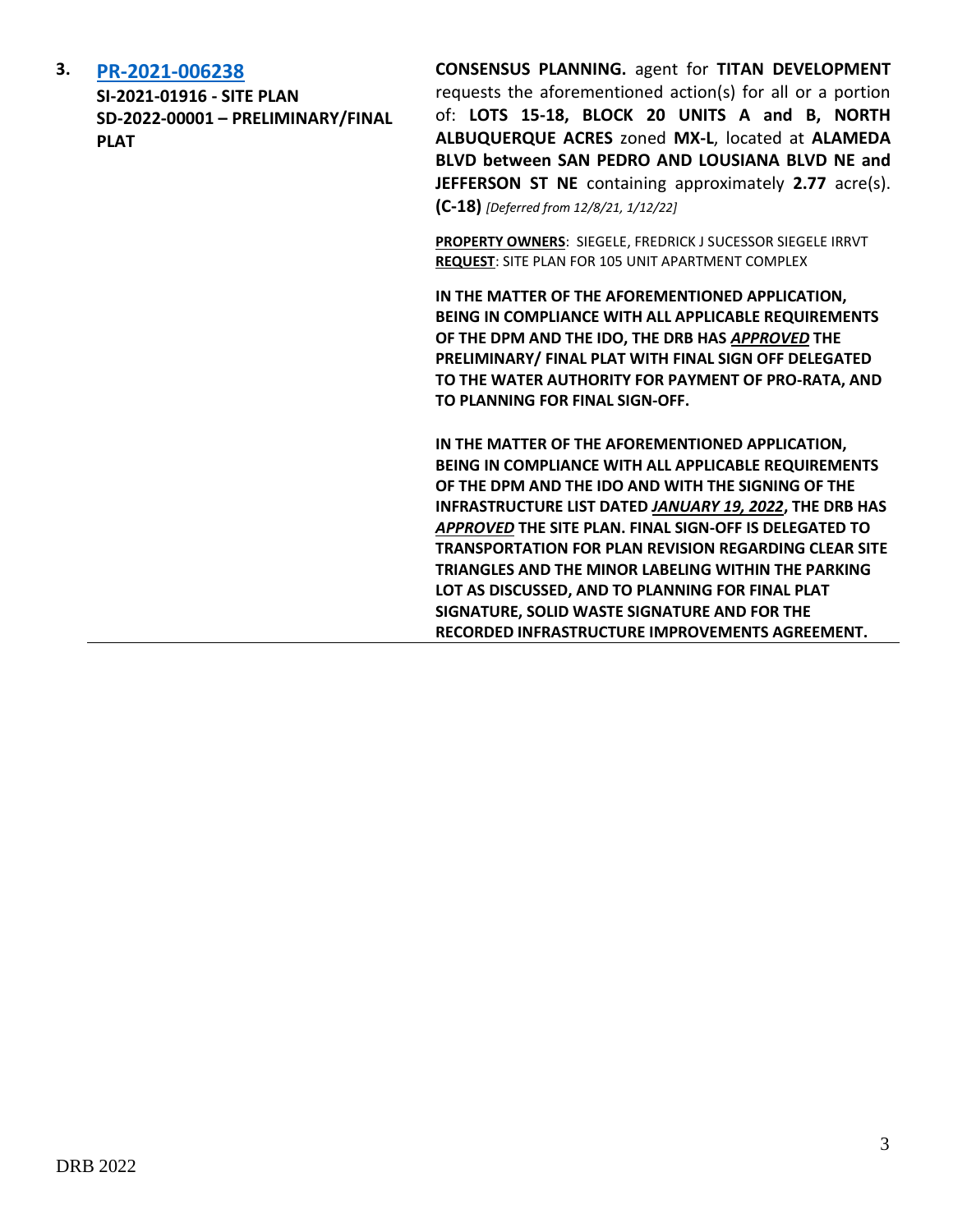3. **[PR-2021-006238]**
   **SI-2021-01916 - SITE PLAN**
   **SD-2022-00001 – PRELIMINARY/FINAL PLAT**

**CONSENSUS PLANNING.** agent for **TITAN DEVELOPMENT** requests the aforementioned action(s) for all or a portion of: **LOTS 15-18, BLOCK 20 UNITS A and B, NORTH ALBUQUERQUE ACRES** zoned **MX-L**, located at **ALAMEDA BLVD between SAN PEDRO AND LOUSIANA BLVD NE and JEFFERSON ST NE** containing approximately **2.77** acre(s). **(C-18)** *[Deferred from 12/8/21, 1/12/22]*

**PROPERTY OWNERS**: SIEGELE, FREDRICK J SUCESSOR SIEGELE IRRVT
**REQUEST**: SITE PLAN FOR 105 UNIT APARTMENT COMPLEX

**IN THE MATTER OF THE AFOREMENTIONED APPLICATION, BEING IN COMPLIANCE WITH ALL APPLICABLE REQUIREMENTS OF THE DPM AND THE IDO, THE DRB HAS *APPROVED* THE PRELIMINARY/ FINAL PLAT WITH FINAL SIGN OFF DELEGATED TO THE WATER AUTHORITY FOR PAYMENT OF PRO-RATA, AND TO PLANNING FOR FINAL SIGN-OFF.**

**IN THE MATTER OF THE AFOREMENTIONED APPLICATION, BEING IN COMPLIANCE WITH ALL APPLICABLE REQUIREMENTS OF THE DPM AND THE IDO AND WITH THE SIGNING OF THE INFRASTRUCTURE LIST DATED *JANUARY 19, 2022*, THE DRB HAS *APPROVED* THE SITE PLAN. FINAL SIGN-OFF IS DELEGATED TO TRANSPORTATION FOR PLAN REVISION REGARDING CLEAR SITE TRIANGLES AND THE MINOR LABELING WITHIN THE PARKING LOT AS DISCUSSED, AND TO PLANNING FOR FINAL PLAT SIGNATURE, SOLID WASTE SIGNATURE AND FOR THE RECORDED INFRASTRUCTURE IMPROVEMENTS AGREEMENT.**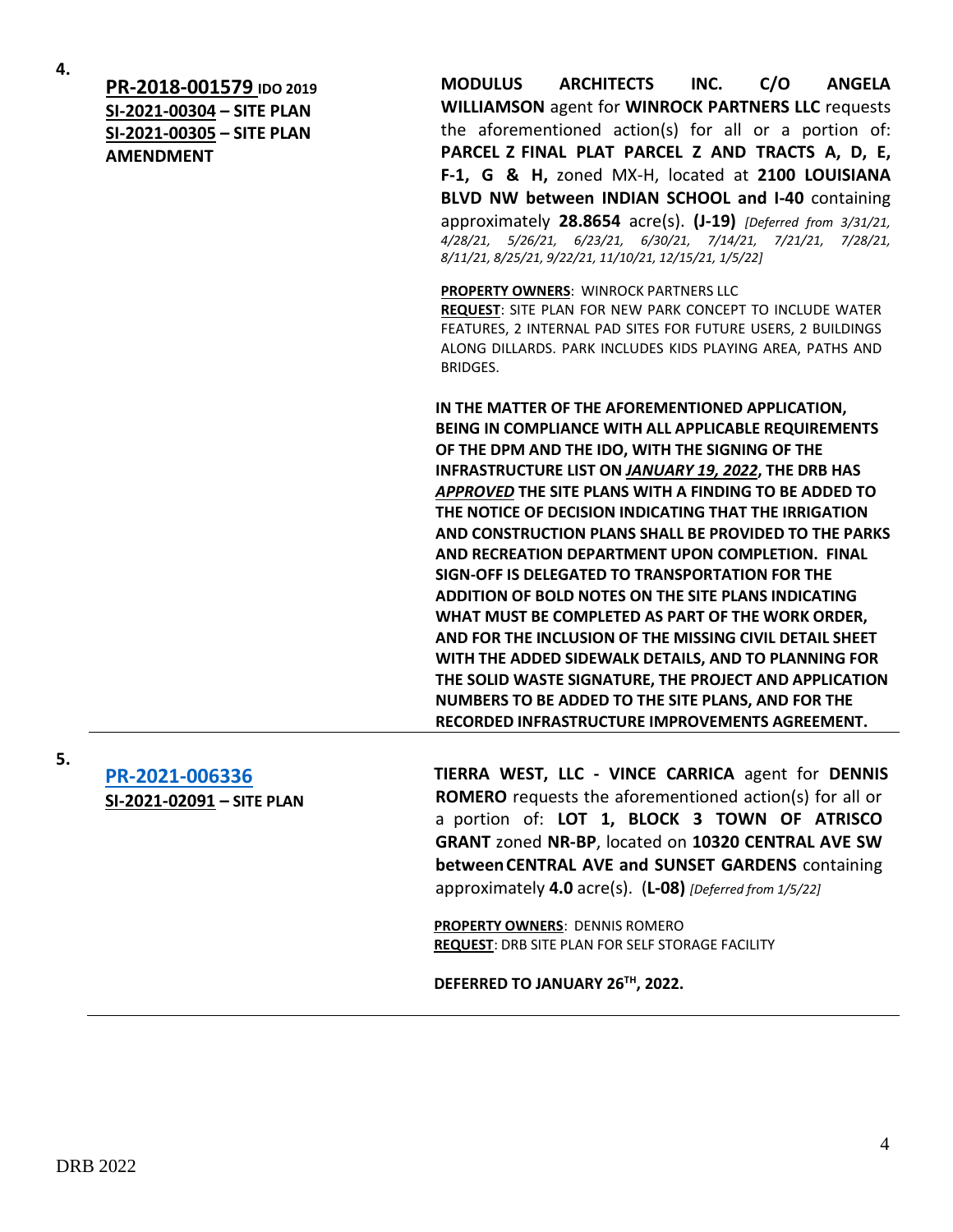4.

**PR-2018-001579** **IDO 2019**
**SI-2021-00304 – SITE PLAN**
**SI-2021-00305 – SITE PLAN AMENDMENT**

**MODULUS ARCHITECTS INC. C/O ANGELA WILLIAMSON** agent for **WINROCK PARTNERS LLC** requests the aforementioned action(s) for all or a portion of: **PARCEL Z FINAL PLAT PARCEL Z AND TRACTS A, D, E, F-1, G & H,** zoned MX-H, located at **2100 LOUISIANA BLVD NW between INDIAN SCHOOL and I-40** containing approximately **28.8654** acre(s). **(J-19)** *[Deferred from 3/31/21, 4/28/21, 5/26/21, 6/23/21, 6/30/21, 7/14/21, 7/21/21, 7/28/21, 8/11/21, 8/25/21, 9/22/21, 11/10/21, 12/15/21, 1/5/22]*

**PROPERTY OWNERS**: WINROCK PARTNERS LLC
**REQUEST**: SITE PLAN FOR NEW PARK CONCEPT TO INCLUDE WATER FEATURES, 2 INTERNAL PAD SITES FOR FUTURE USERS, 2 BUILDINGS ALONG DILLARDS. PARK INCLUDES KIDS PLAYING AREA, PATHS AND BRIDGES.

**IN THE MATTER OF THE AFOREMENTIONED APPLICATION, BEING IN COMPLIANCE WITH ALL APPLICABLE REQUIREMENTS OF THE DPM AND THE IDO, WITH THE SIGNING OF THE INFRASTRUCTURE LIST ON *JANUARY 19, 2022*, THE DRB HAS *APPROVED* THE SITE PLANS WITH A FINDING TO BE ADDED TO THE NOTICE OF DECISION INDICATING THAT THE IRRIGATION AND CONSTRUCTION PLANS SHALL BE PROVIDED TO THE PARKS AND RECREATION DEPARTMENT UPON COMPLETION. FINAL SIGN-OFF IS DELEGATED TO TRANSPORTATION FOR THE ADDITION OF BOLD NOTES ON THE SITE PLANS INDICATING WHAT MUST BE COMPLETED AS PART OF THE WORK ORDER, AND FOR THE INCLUSION OF THE MISSING CIVIL DETAIL SHEET WITH THE ADDED SIDEWALK DETAILS, AND TO PLANNING FOR THE SOLID WASTE SIGNATURE, THE PROJECT AND APPLICATION NUMBERS TO BE ADDED TO THE SITE PLANS, AND FOR THE RECORDED INFRASTRUCTURE IMPROVEMENTS AGREEMENT.**

---

5.

**PR-2021-006336**
**SI-2021-02091 – SITE PLAN**

**TIERRA WEST, LLC - VINCE CARRICA** agent for **DENNIS ROMERO** requests the aforementioned action(s) for all or a portion of: **LOT 1, BLOCK 3 TOWN OF ATRISCO GRANT** zoned **NR-BP**, located on **10320 CENTRAL AVE SW between CENTRAL AVE and SUNSET GARDENS** containing approximately **4.0** acre(s). (**L-08)** *[Deferred from 1/5/22]*

**PROPERTY OWNERS**: DENNIS ROMERO
**REQUEST**: DRB SITE PLAN FOR SELF STORAGE FACILITY

**DEFERRED TO JANUARY 26TH, 2022.**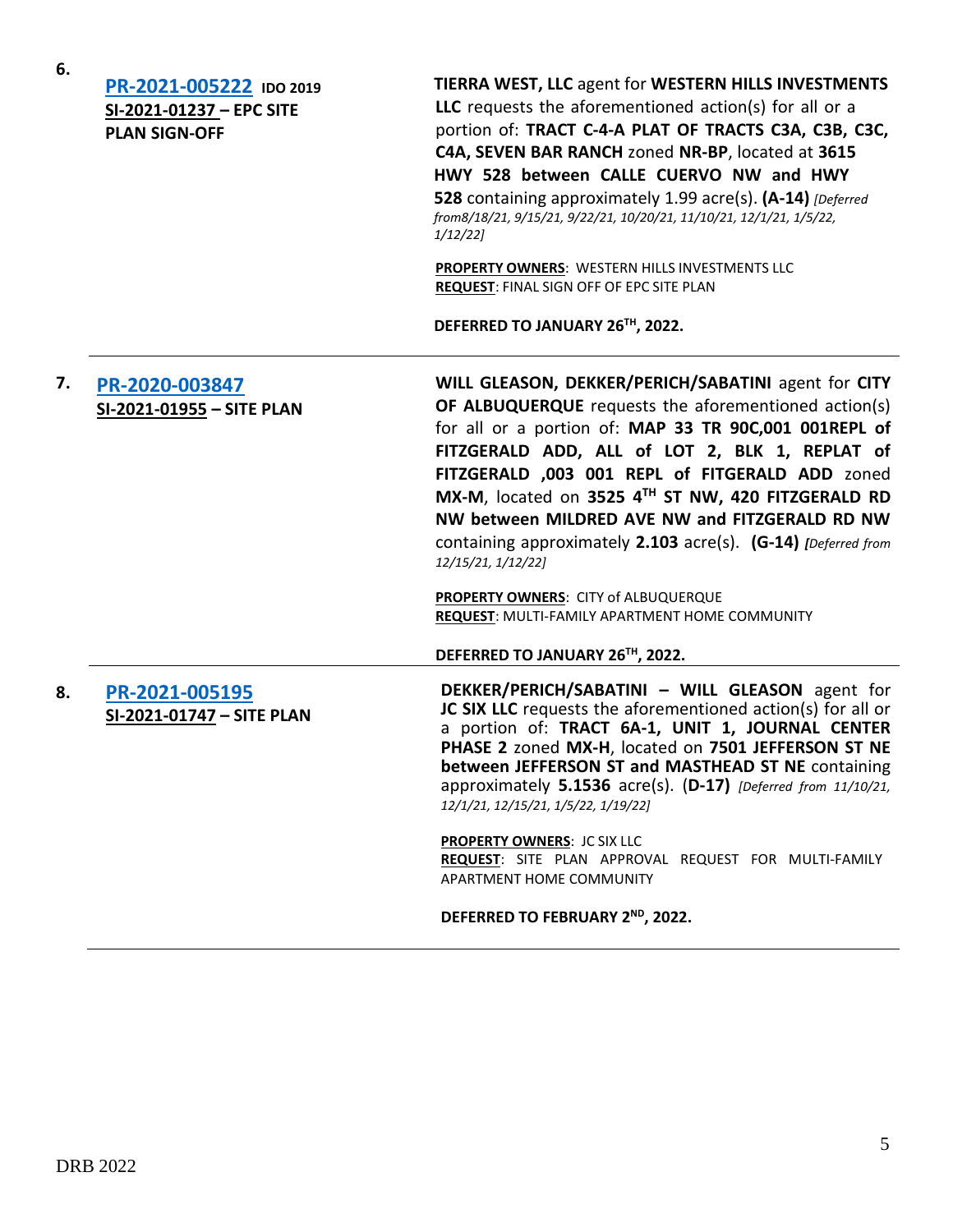6. **PR-2021-005222** **IDO 2019**
**SI-2021-01237 – EPC SITE PLAN SIGN-OFF**

**TIERRA WEST, LLC** agent for **WESTERN HILLS INVESTMENTS LLC** requests the aforementioned action(s) for all or a portion of: **TRACT C-4-A PLAT OF TRACTS C3A, C3B, C3C, C4A, SEVEN BAR RANCH** zoned **NR-BP**, located at **3615 HWY 528 between CALLE CUERVO NW and HWY 528** containing approximately 1.99 acre(s). **(A-14)** *[Deferred from8/18/21, 9/15/21, 9/22/21, 10/20/21, 11/10/21, 12/1/21, 1/5/22, 1/12/22]*

**PROPERTY OWNERS**: WESTERN HILLS INVESTMENTS LLC
**REQUEST**: FINAL SIGN OFF OF EPC SITE PLAN

**DEFERRED TO JANUARY 26TH, 2022.**

---

7. **PR-2020-003847**
**SI-2021-01955 – SITE PLAN**

**WILL GLEASON, DEKKER/PERICH/SABATINI** agent for **CITY OF ALBUQUERQUE** requests the aforementioned action(s) for all or a portion of: **MAP 33 TR 90C,001 001REPL of FITZGERALD ADD, ALL of LOT 2, BLK 1, REPLAT of FITZGERALD ,003 001 REPL of FITGERALD ADD** zoned **MX-M**, located on **3525 4TH ST NW, 420 FITZGERALD RD NW between MILDRED AVE NW and FITZGERALD RD NW** containing approximately **2.103** acre(s). **(G-14)** *[Deferred from 12/15/21, 1/12/22]*

**PROPERTY OWNERS**: CITY of ALBUQUERQUE
**REQUEST**: MULTI-FAMILY APARTMENT HOME COMMUNITY

**DEFERRED TO JANUARY 26TH, 2022.**

---

8. **PR-2021-005195**
**SI-2021-01747 – SITE PLAN**

**DEKKER/PERICH/SABATINI – WILL GLEASON** agent for **JC SIX LLC** requests the aforementioned action(s) for all or a portion of: **TRACT 6A-1, UNIT 1, JOURNAL CENTER PHASE 2** zoned **MX-H**, located on **7501 JEFFERSON ST NE between JEFFERSON ST and MASTHEAD ST NE** containing approximately **5.1536** acre(s). (**D-17)** *[Deferred from 11/10/21, 12/1/21, 12/15/21, 1/5/22, 1/19/22]*

**PROPERTY OWNERS**: JC SIX LLC
**REQUEST**: SITE PLAN APPROVAL REQUEST FOR MULTI-FAMILY APARTMENT HOME COMMUNITY

**DEFERRED TO FEBRUARY 2ND, 2022.**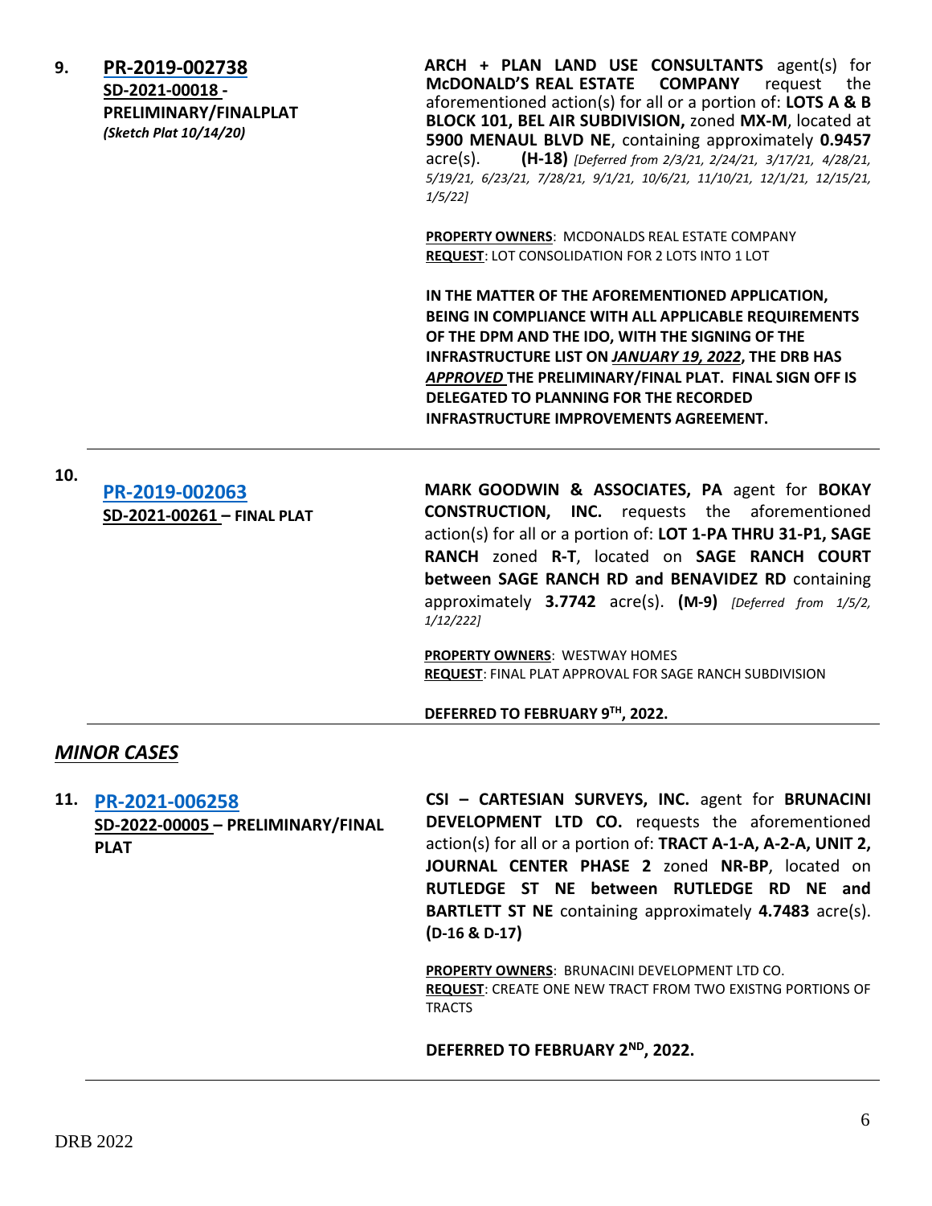**9.** **PR-2019-002738**
**SD-2021-00018 - PRELIMINARY/FINALPLAT**
*(Sketch Plat 10/14/20)*

**ARCH + PLAN LAND USE CONSULTANTS** agent(s) for **McDONALD'S REAL ESTATE COMPANY** request the aforementioned action(s) for all or a portion of: **LOTS A & B BLOCK 101, BEL AIR SUBDIVISION,** zoned **MX-M**, located at **5900 MENAUL BLVD NE**, containing approximately **0.9457** acre(s). **(H-18)** *[Deferred from 2/3/21, 2/24/21, 3/17/21, 4/28/21, 5/19/21, 6/23/21, 7/28/21, 9/1/21, 10/6/21, 11/10/21, 12/1/21, 12/15/21, 1/5/22]*

**PROPERTY OWNERS**: MCDONALDS REAL ESTATE COMPANY
**REQUEST**: LOT CONSOLIDATION FOR 2 LOTS INTO 1 LOT

**IN THE MATTER OF THE AFOREMENTIONED APPLICATION, BEING IN COMPLIANCE WITH ALL APPLICABLE REQUIREMENTS OF THE DPM AND THE IDO, WITH THE SIGNING OF THE INFRASTRUCTURE LIST ON *JANUARY 19, 2022*, THE DRB HAS *APPROVED* THE PRELIMINARY/FINAL PLAT. FINAL SIGN OFF IS DELEGATED TO PLANNING FOR THE RECORDED INFRASTRUCTURE IMPROVEMENTS AGREEMENT.**

---

**10.** **PR-2019-002063**
**SD-2021-00261 – FINAL PLAT**

**MARK GOODWIN & ASSOCIATES, PA** agent for **BOKAY CONSTRUCTION, INC.** requests the aforementioned action(s) for all or a portion of: **LOT 1-PA THRU 31-P1, SAGE RANCH** zoned **R-T**, located on **SAGE RANCH COURT between SAGE RANCH RD and BENAVIDEZ RD** containing approximately **3.7742** acre(s). **(M-9)** *[Deferred from 1/5/2, 1/12/222]*

**PROPERTY OWNERS**: WESTWAY HOMES
**REQUEST**: FINAL PLAT APPROVAL FOR SAGE RANCH SUBDIVISION

**DEFERRED TO FEBRUARY 9TH, 2022.**

---

## *MINOR CASES*

**11.** **PR-2021-006258**
**SD-2022-00005 – PRELIMINARY/FINAL PLAT**

**CSI – CARTESIAN SURVEYS, INC.** agent for **BRUNACINI DEVELOPMENT LTD CO.** requests the aforementioned action(s) for all or a portion of: **TRACT A-1-A, A-2-A, UNIT 2, JOURNAL CENTER PHASE 2** zoned **NR-BP**, located on **RUTLEDGE ST NE between RUTLEDGE RD NE and BARTLETT ST NE** containing approximately **4.7483** acre(s). **(D-16 & D-17)**

**PROPERTY OWNERS**: BRUNACINI DEVELOPMENT LTD CO.
**REQUEST**: CREATE ONE NEW TRACT FROM TWO EXISTNG PORTIONS OF TRACTS

**DEFERRED TO FEBRUARY 2ND, 2022.**

---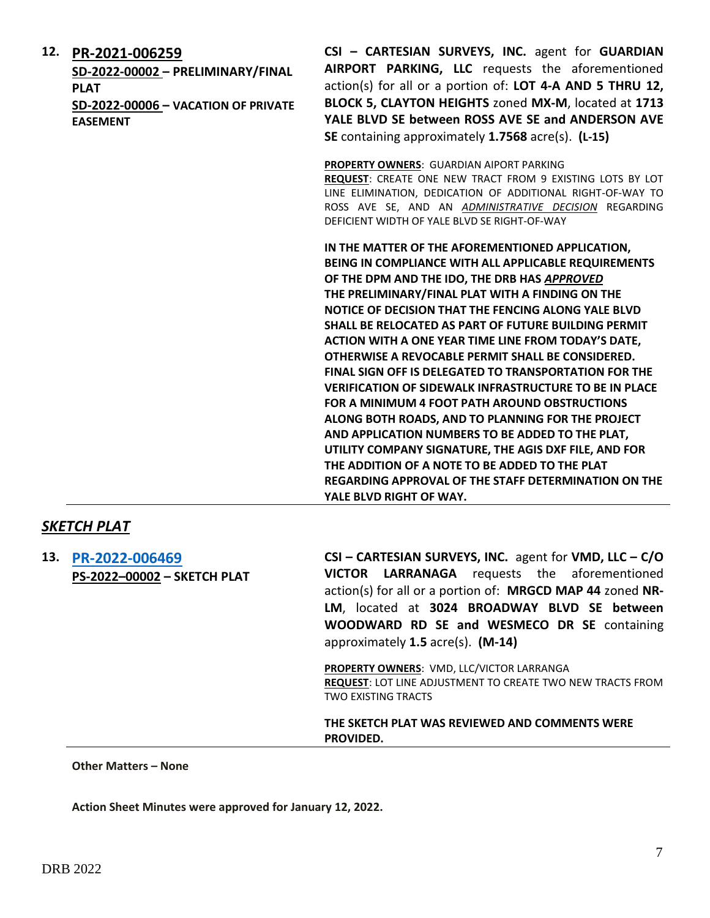**12. PR-2021-006259**
**SD-2022-00002 – PRELIMINARY/FINAL PLAT**
**SD-2022-00006 – VACATION OF PRIVATE EASEMENT**

**CSI – CARTESIAN SURVEYS, INC.** agent for **GUARDIAN AIRPORT PARKING, LLC** requests the aforementioned action(s) for all or a portion of: **LOT 4-A AND 5 THRU 12, BLOCK 5, CLAYTON HEIGHTS** zoned **MX-M**, located at **1713 YALE BLVD SE between ROSS AVE SE and ANDERSON AVE SE** containing approximately **1.7568** acre(s). **(L-15)**

**PROPERTY OWNERS**: GUARDIAN AIPORT PARKING
**REQUEST**: CREATE ONE NEW TRACT FROM 9 EXISTING LOTS BY LOT LINE ELIMINATION, DEDICATION OF ADDITIONAL RIGHT-OF-WAY TO ROSS AVE SE, AND AN ***ADMINISTRATIVE DECISION*** REGARDING DEFICIENT WIDTH OF YALE BLVD SE RIGHT-OF-WAY

**IN THE MATTER OF THE AFOREMENTIONED APPLICATION, BEING IN COMPLIANCE WITH ALL APPLICABLE REQUIREMENTS OF THE DPM AND THE IDO, THE DRB HAS *APPROVED* THE PRELIMINARY/FINAL PLAT WITH A FINDING ON THE NOTICE OF DECISION THAT THE FENCING ALONG YALE BLVD SHALL BE RELOCATED AS PART OF FUTURE BUILDING PERMIT ACTION WITH A ONE YEAR TIME LINE FROM TODAY'S DATE, OTHERWISE A REVOCABLE PERMIT SHALL BE CONSIDERED. FINAL SIGN OFF IS DELEGATED TO TRANSPORTATION FOR THE VERIFICATION OF SIDEWALK INFRASTRUCTURE TO BE IN PLACE FOR A MINIMUM 4 FOOT PATH AROUND OBSTRUCTIONS ALONG BOTH ROADS, AND TO PLANNING FOR THE PROJECT AND APPLICATION NUMBERS TO BE ADDED TO THE PLAT, UTILITY COMPANY SIGNATURE, THE AGIS DXF FILE, AND FOR THE ADDITION OF A NOTE TO BE ADDED TO THE PLAT REGARDING APPROVAL OF THE STAFF DETERMINATION ON THE YALE BLVD RIGHT OF WAY.**

---

## *SKETCH PLAT*

**13. PR-2022-006469**
**PS-2022–00002 – SKETCH PLAT**

**CSI – CARTESIAN SURVEYS, INC.** agent for **VMD, LLC – C/O VICTOR LARRANAGA** requests the aforementioned action(s) for all or a portion of: **MRGCD MAP 44** zoned **NR-LM**, located at **3024 BROADWAY BLVD SE between WOODWARD RD SE and WESMECO DR SE** containing approximately **1.5** acre(s). **(M-14)**

**PROPERTY OWNERS**: VMD, LLC/VICTOR LARRANGA
**REQUEST**: LOT LINE ADJUSTMENT TO CREATE TWO NEW TRACTS FROM TWO EXISTING TRACTS

**THE SKETCH PLAT WAS REVIEWED AND COMMENTS WERE PROVIDED.**

---

**Other Matters – None**

**Action Sheet Minutes were approved for January 12, 2022.**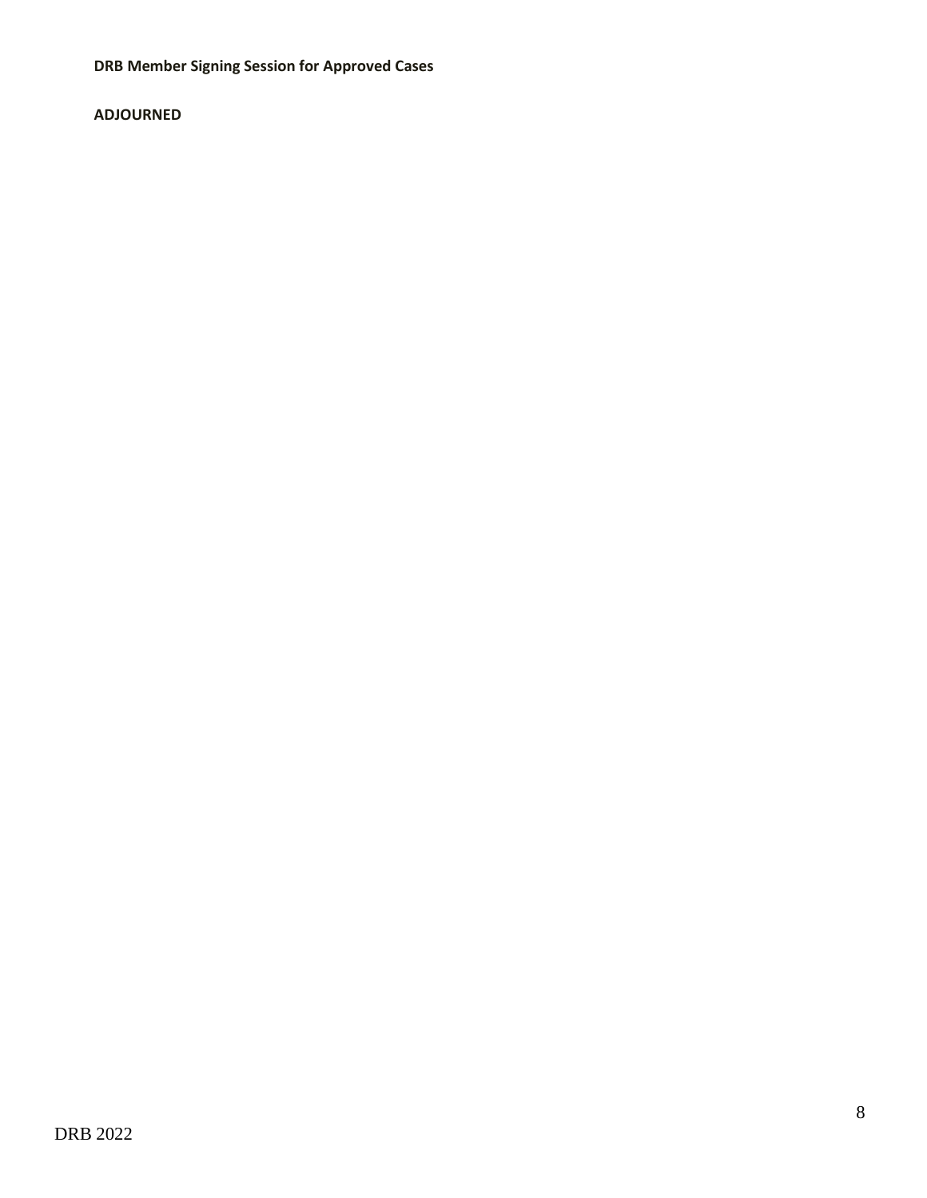**DRB Member Signing Session for Approved Cases**

**ADJOURNED**